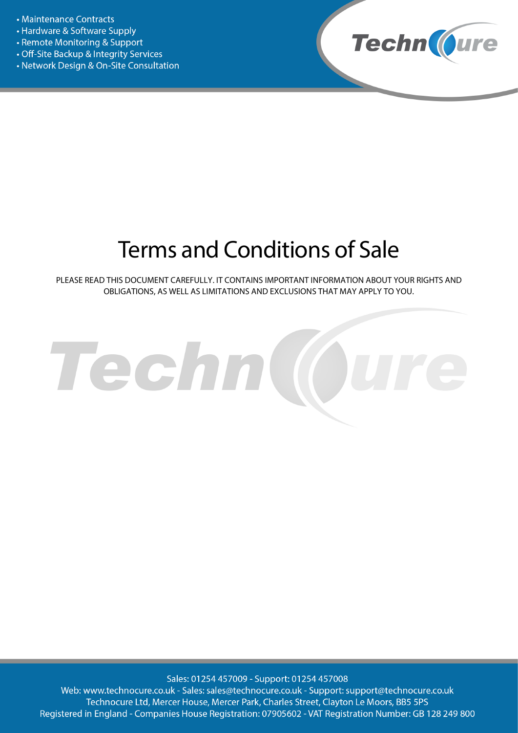- Maintenance Contracts
- Hardware & Software Supply
- Remote Monitoring & Support
- Off-Site Backup & Integrity Services
- Network Design & On-Site Consultation

# Terms and Conditions of Sale

PLEASE READ THIS DOCUMENT CAREFULLY. IT CONTAINS IMPORTANT INFORMATION ABOUT YOUR RIGHTS AND OBLIGATIONS, AS WELL AS LIMITATIONS AND EXCLUSIONS THAT MAY APPLY TO YOU.

Sales: 01254 457009 - Support: 01254 457008
Web: www.technocure.co.uk - Sales: sales@technocure.co.uk - Support: support@technocure.co.uk
Technocure Ltd, Mercer House, Mercer Park, Charles Street, Clayton Le Moors, BB5 5PS
Registered in England - Companies House Registration: 07905602 - VAT Registration Number: GB 128 249 800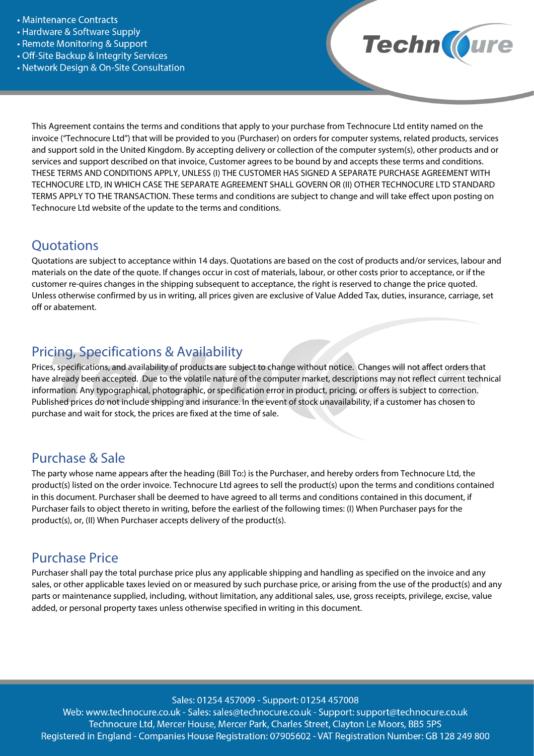- Maintenance Contracts
- Hardware & Software Supply
- Remote Monitoring & Support
- Off-Site Backup & Integrity Services
- Network Design & On-Site Consultation

This Agreement contains the terms and conditions that apply to your purchase from Technocure Ltd entity named on the invoice ("Technocure Ltd") that will be provided to you (Purchaser) on orders for computer systems, related products, services and support sold in the United Kingdom. By accepting delivery or collection of the computer system(s), other products and or services and support described on that invoice, Customer agrees to be bound by and accepts these terms and conditions. THESE TERMS AND CONDITIONS APPLY, UNLESS (I) THE CUSTOMER HAS SIGNED A SEPARATE PURCHASE AGREEMENT WITH TECHNOCURE LTD, IN WHICH CASE THE SEPARATE AGREEMENT SHALL GOVERN OR (II) OTHER TECHNOCURE LTD STANDARD TERMS APPLY TO THE TRANSACTION. These terms and conditions are subject to change and will take effect upon posting on Technocure Ltd website of the update to the terms and conditions.

## Quotations

Quotations are subject to acceptance within 14 days. Quotations are based on the cost of products and/or services, labour and materials on the date of the quote. If changes occur in cost of materials, labour, or other costs prior to acceptance, or if the customer re-quires changes in the shipping subsequent to acceptance, the right is reserved to change the price quoted. Unless otherwise confirmed by us in writing, all prices given are exclusive of Value Added Tax, duties, insurance, carriage, set off or abatement.

## Pricing, Specifications & Availability

Prices, specifications, and availability of products are subject to change without notice. Changes will not affect orders that have already been accepted. Due to the volatile nature of the computer market, descriptions may not reflect current technical information. Any typographical, photographic, or specification error in product, pricing, or offers is subject to correction. Published prices do not include shipping and insurance. In the event of stock unavailability, if a customer has chosen to purchase and wait for stock, the prices are fixed at the time of sale.

## Purchase & Sale

The party whose name appears after the heading (Bill To:) is the Purchaser, and hereby orders from Technocure Ltd, the product(s) listed on the order invoice. Technocure Ltd agrees to sell the product(s) upon the terms and conditions contained in this document. Purchaser shall be deemed to have agreed to all terms and conditions contained in this document, if Purchaser fails to object thereto in writing, before the earliest of the following times: (I) When Purchaser pays for the product(s), or, (II) When Purchaser accepts delivery of the product(s).

## Purchase Price

Purchaser shall pay the total purchase price plus any applicable shipping and handling as specified on the invoice and any sales, or other applicable taxes levied on or measured by such purchase price, or arising from the use of the product(s) and any parts or maintenance supplied, including, without limitation, any additional sales, use, gross receipts, privilege, excise, value added, or personal property taxes unless otherwise specified in writing in this document.

Sales: 01254 457009 - Support: 01254 457008
Web: www.technocure.co.uk - Sales: sales@technocure.co.uk - Support: support@technocure.co.uk
Technocure Ltd, Mercer House, Mercer Park, Charles Street, Clayton Le Moors, BB5 5PS
Registered in England - Companies House Registration: 07905602 - VAT Registration Number: GB 128 249 800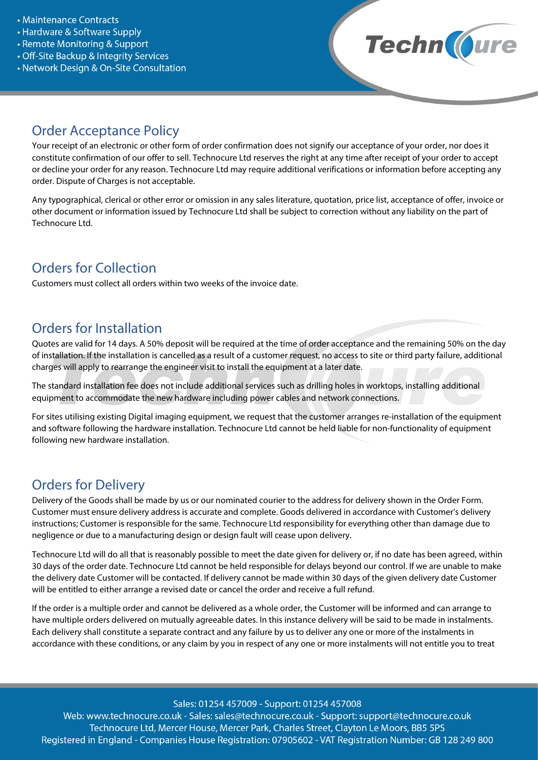## Order Acceptance Policy

Your receipt of an electronic or other form of order confirmation does not signify our acceptance of your order, nor does it constitute confirmation of our offer to sell. Technocure Ltd reserves the right at any time after receipt of your order to accept or decline your order for any reason. Technocure Ltd may require additional verifications or information before accepting any order. Dispute of Charges is not acceptable.

Any typographical, clerical or other error or omission in any sales literature, quotation, price list, acceptance of offer, invoice or other document or information issued by Technocure Ltd shall be subject to correction without any liability on the part of Technocure Ltd.

## Orders for Collection

Customers must collect all orders within two weeks of the invoice date.

## Orders for Installation

Quotes are valid for 14 days. A 50% deposit will be required at the time of order acceptance and the remaining 50% on the day of installation. If the installation is cancelled as a result of a customer request, no access to site or third party failure, additional charges will apply to rearrange the engineer visit to install the equipment at a later date.

The standard installation fee does not include additional services such as drilling holes in worktops, installing additional equipment to accommodate the new hardware including power cables and network connections.

For sites utilising existing Digital imaging equipment, we request that the customer arranges re-installation of the equipment and software following the hardware installation. Technocure Ltd cannot be held liable for non-functionality of equipment following new hardware installation.

## Orders for Delivery

Delivery of the Goods shall be made by us or our nominated courier to the address for delivery shown in the Order Form. Customer must ensure delivery address is accurate and complete. Goods delivered in accordance with Customer's delivery instructions; Customer is responsible for the same. Technocure Ltd responsibility for everything other than damage due to negligence or due to a manufacturing design or design fault will cease upon delivery.

Technocure Ltd will do all that is reasonably possible to meet the date given for delivery or, if no date has been agreed, within 30 days of the order date. Technocure Ltd cannot be held responsible for delays beyond our control. If we are unable to make the delivery date Customer will be contacted. If delivery cannot be made within 30 days of the given delivery date Customer will be entitled to either arrange a revised date or cancel the order and receive a full refund.

If the order is a multiple order and cannot be delivered as a whole order, the Customer will be informed and can arrange to have multiple orders delivered on mutually agreeable dates. In this instance delivery will be said to be made in instalments. Each delivery shall constitute a separate contract and any failure by us to deliver any one or more of the instalments in accordance with these conditions, or any claim by you in respect of any one or more instalments will not entitle you to treat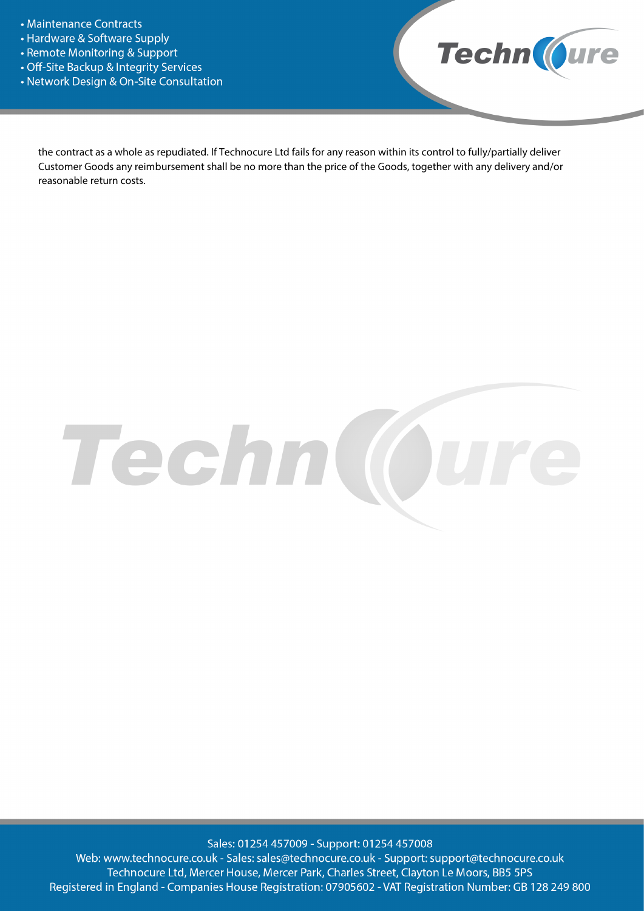the contract as a whole as repudiated. If Technocure Ltd fails for any reason within its control to fully/partially deliver Customer Goods any reimbursement shall be no more than the price of the Goods, together with any delivery and/or reasonable return costs.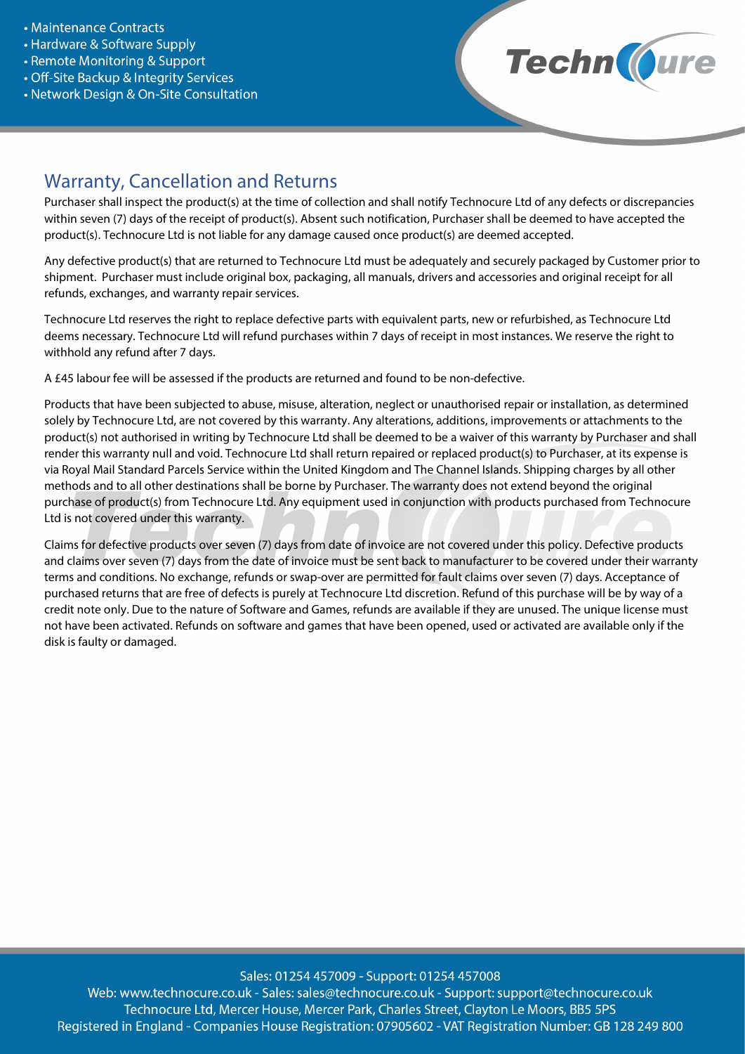## Warranty, Cancellation and Returns

Purchaser shall inspect the product(s) at the time of collection and shall notify Technocure Ltd of any defects or discrepancies within seven (7) days of the receipt of product(s). Absent such notification, Purchaser shall be deemed to have accepted the product(s). Technocure Ltd is not liable for any damage caused once product(s) are deemed accepted.

Any defective product(s) that are returned to Technocure Ltd must be adequately and securely packaged by Customer prior to shipment. Purchaser must include original box, packaging, all manuals, drivers and accessories and original receipt for all refunds, exchanges, and warranty repair services.

Technocure Ltd reserves the right to replace defective parts with equivalent parts, new or refurbished, as Technocure Ltd deems necessary. Technocure Ltd will refund purchases within 7 days of receipt in most instances. We reserve the right to withhold any refund after 7 days.

A £45 labour fee will be assessed if the products are returned and found to be non-defective.

Products that have been subjected to abuse, misuse, alteration, neglect or unauthorised repair or installation, as determined solely by Technocure Ltd, are not covered by this warranty. Any alterations, additions, improvements or attachments to the product(s) not authorised in writing by Technocure Ltd shall be deemed to be a waiver of this warranty by Purchaser and shall render this warranty null and void. Technocure Ltd shall return repaired or replaced product(s) to Purchaser, at its expense is via Royal Mail Standard Parcels Service within the United Kingdom and The Channel Islands. Shipping charges by all other methods and to all other destinations shall be borne by Purchaser. The warranty does not extend beyond the original purchase of product(s) from Technocure Ltd. Any equipment used in conjunction with products purchased from Technocure Ltd is not covered under this warranty.

Claims for defective products over seven (7) days from date of invoice are not covered under this policy. Defective products and claims over seven (7) days from the date of invoice must be sent back to manufacturer to be covered under their warranty terms and conditions. No exchange, refunds or swap-over are permitted for fault claims over seven (7) days. Acceptance of purchased returns that are free of defects is purely at Technocure Ltd discretion. Refund of this purchase will be by way of a credit note only. Due to the nature of Software and Games, refunds are available if they are unused. The unique license must not have been activated. Refunds on software and games that have been opened, used or activated are available only if the disk is faulty or damaged.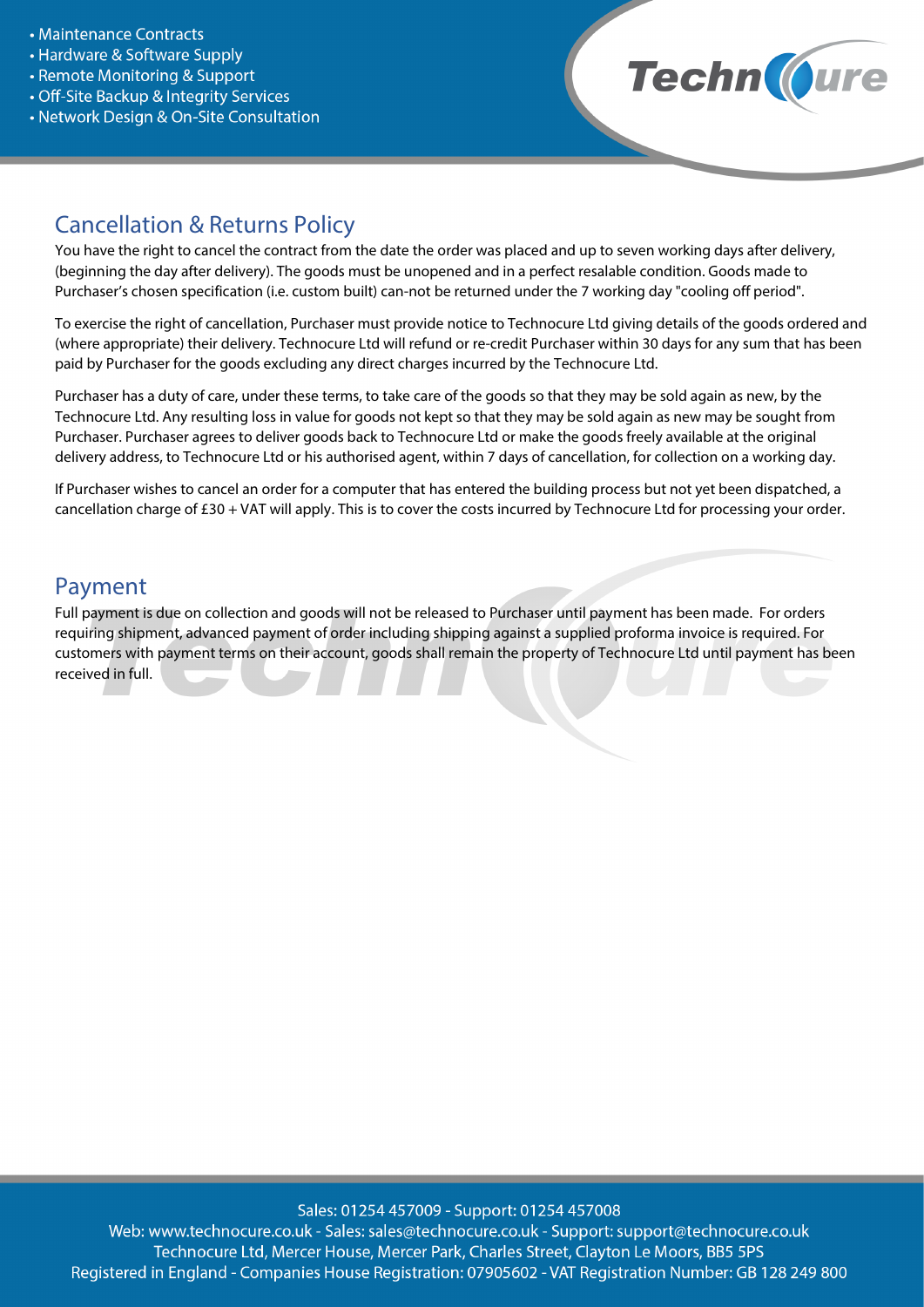## Cancellation & Returns Policy

You have the right to cancel the contract from the date the order was placed and up to seven working days after delivery, (beginning the day after delivery). The goods must be unopened and in a perfect resalable condition. Goods made to Purchaser's chosen specification (i.e. custom built) can-not be returned under the 7 working day "cooling off period".

To exercise the right of cancellation, Purchaser must provide notice to Technocure Ltd giving details of the goods ordered and (where appropriate) their delivery. Technocure Ltd will refund or re-credit Purchaser within 30 days for any sum that has been paid by Purchaser for the goods excluding any direct charges incurred by the Technocure Ltd.

Purchaser has a duty of care, under these terms, to take care of the goods so that they may be sold again as new, by the Technocure Ltd. Any resulting loss in value for goods not kept so that they may be sold again as new may be sought from Purchaser. Purchaser agrees to deliver goods back to Technocure Ltd or make the goods freely available at the original delivery address, to Technocure Ltd or his authorised agent, within 7 days of cancellation, for collection on a working day.

If Purchaser wishes to cancel an order for a computer that has entered the building process but not yet been dispatched, a cancellation charge of £30 + VAT will apply. This is to cover the costs incurred by Technocure Ltd for processing your order.

## Payment

Full payment is due on collection and goods will not be released to Purchaser until payment has been made. For orders requiring shipment, advanced payment of order including shipping against a supplied proforma invoice is required. For customers with payment terms on their account, goods shall remain the property of Technocure Ltd until payment has been received in full.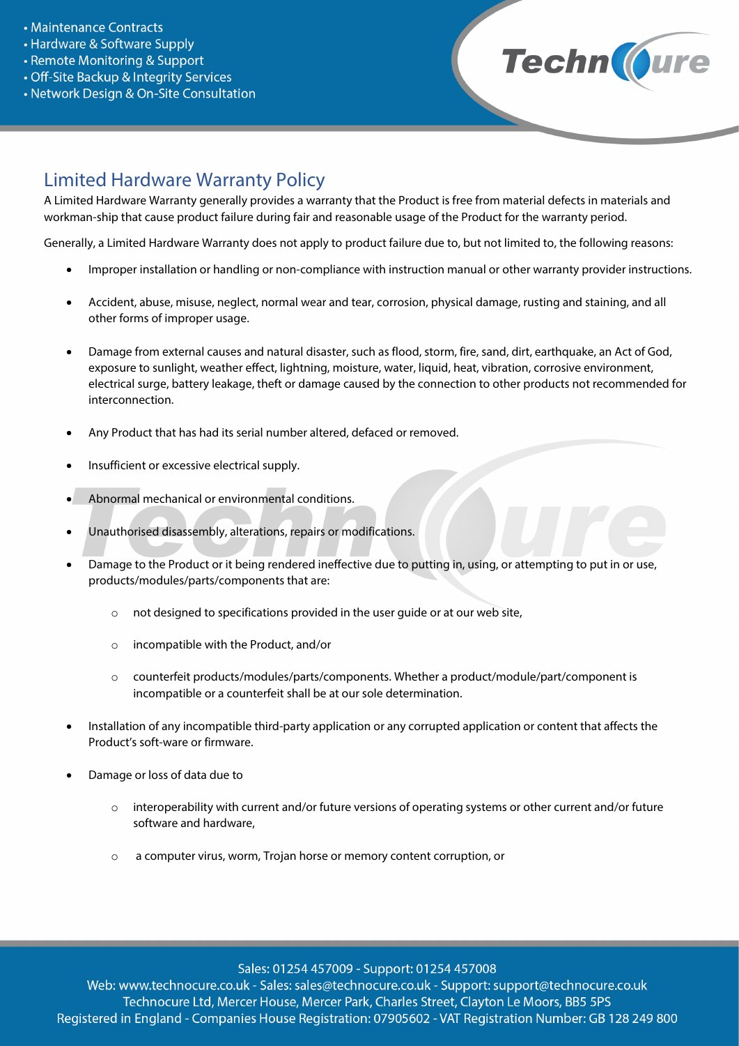## Limited Hardware Warranty Policy

A Limited Hardware Warranty generally provides a warranty that the Product is free from material defects in materials and workman-ship that cause product failure during fair and reasonable usage of the Product for the warranty period.

Generally, a Limited Hardware Warranty does not apply to product failure due to, but not limited to, the following reasons:

- Improper installation or handling or non-compliance with instruction manual or other warranty provider instructions.
- Accident, abuse, misuse, neglect, normal wear and tear, corrosion, physical damage, rusting and staining, and all other forms of improper usage.
- Damage from external causes and natural disaster, such as flood, storm, fire, sand, dirt, earthquake, an Act of God, exposure to sunlight, weather effect, lightning, moisture, water, liquid, heat, vibration, corrosive environment, electrical surge, battery leakage, theft or damage caused by the connection to other products not recommended for interconnection.
- Any Product that has had its serial number altered, defaced or removed.
- Insufficient or excessive electrical supply.
- Abnormal mechanical or environmental conditions.
- Unauthorised disassembly, alterations, repairs or modifications.
- Damage to the Product or it being rendered ineffective due to putting in, using, or attempting to put in or use, products/modules/parts/components that are:
  - not designed to specifications provided in the user guide or at our web site,
  - incompatible with the Product, and/or
  - counterfeit products/modules/parts/components. Whether a product/module/part/component is incompatible or a counterfeit shall be at our sole determination.
- Installation of any incompatible third-party application or any corrupted application or content that affects the Product's soft-ware or firmware.
- Damage or loss of data due to
  - interoperability with current and/or future versions of operating systems or other current and/or future software and hardware,
  - a computer virus, worm, Trojan horse or memory content corruption, or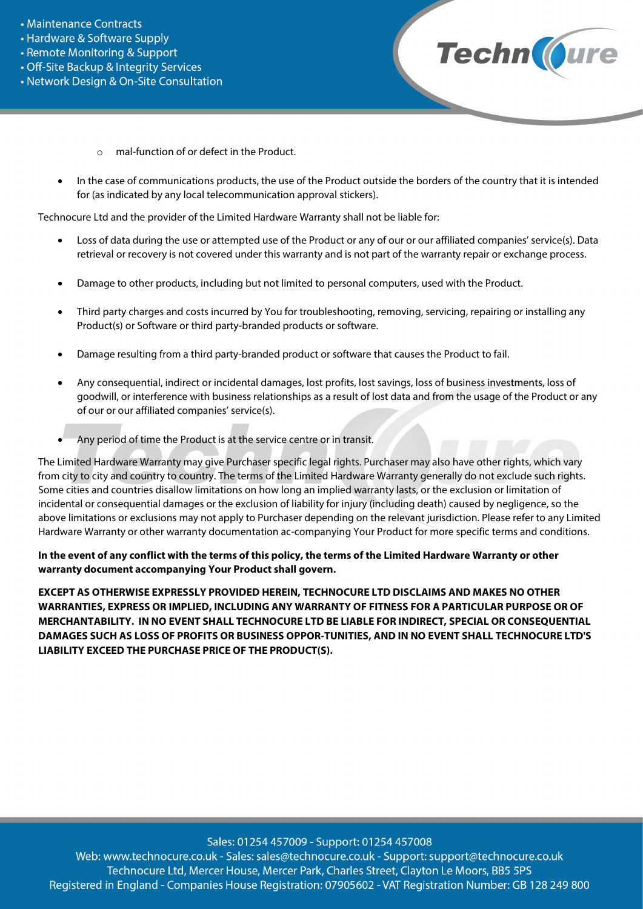- mal-function of or defect in the Product.

- In the case of communications products, the use of the Product outside the borders of the country that it is intended for (as indicated by any local telecommunication approval stickers).

Technocure Ltd and the provider of the Limited Hardware Warranty shall not be liable for:

- Loss of data during the use or attempted use of the Product or any of our or our affiliated companies' service(s). Data retrieval or recovery is not covered under this warranty and is not part of the warranty repair or exchange process.

- Damage to other products, including but not limited to personal computers, used with the Product.

- Third party charges and costs incurred by You for troubleshooting, removing, servicing, repairing or installing any Product(s) or Software or third party-branded products or software.

- Damage resulting from a third party-branded product or software that causes the Product to fail.

- Any consequential, indirect or incidental damages, lost profits, lost savings, loss of business investments, loss of goodwill, or interference with business relationships as a result of lost data and from the usage of the Product or any of our or our affiliated companies' service(s).

- Any period of time the Product is at the service centre or in transit.

The Limited Hardware Warranty may give Purchaser specific legal rights. Purchaser may also have other rights, which vary from city to city and country to country. The terms of the Limited Hardware Warranty generally do not exclude such rights. Some cities and countries disallow limitations on how long an implied warranty lasts, or the exclusion or limitation of incidental or consequential damages or the exclusion of liability for injury (including death) caused by negligence, so the above limitations or exclusions may not apply to Purchaser depending on the relevant jurisdiction. Please refer to any Limited Hardware Warranty or other warranty documentation ac-companying Your Product for more specific terms and conditions.

**In the event of any conflict with the terms of this policy, the terms of the Limited Hardware Warranty or other warranty document accompanying Your Product shall govern.**

**EXCEPT AS OTHERWISE EXPRESSLY PROVIDED HEREIN, TECHNOCURE LTD DISCLAIMS AND MAKES NO OTHER WARRANTIES, EXPRESS OR IMPLIED, INCLUDING ANY WARRANTY OF FITNESS FOR A PARTICULAR PURPOSE OR OF MERCHANTABILITY. IN NO EVENT SHALL TECHNOCURE LTD BE LIABLE FOR INDIRECT, SPECIAL OR CONSEQUENTIAL DAMAGES SUCH AS LOSS OF PROFITS OR BUSINESS OPPOR-TUNITIES, AND IN NO EVENT SHALL TECHNOCURE LTD'S LIABILITY EXCEED THE PURCHASE PRICE OF THE PRODUCT(S).**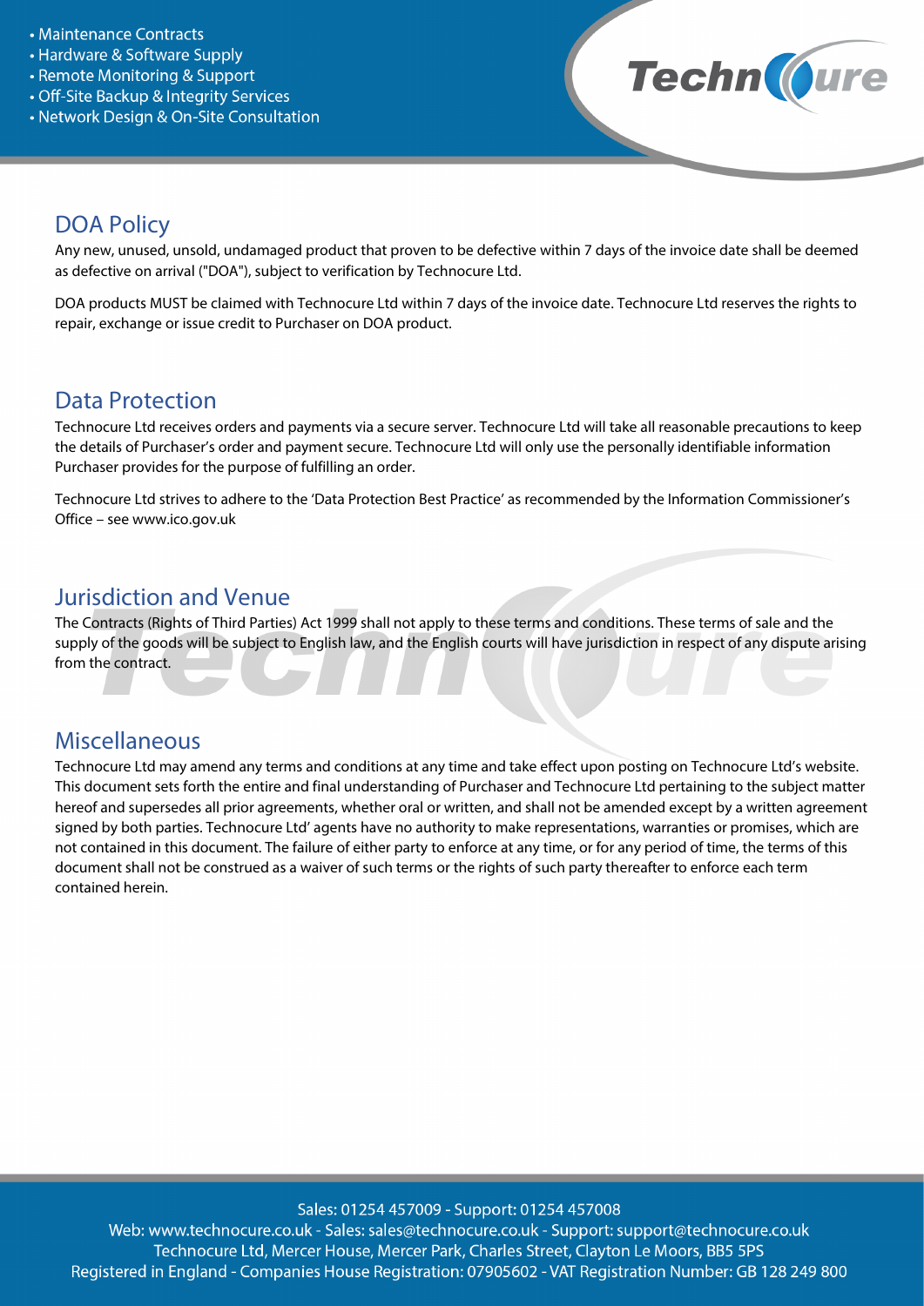## DOA Policy

Any new, unused, unsold, undamaged product that proven to be defective within 7 days of the invoice date shall be deemed as defective on arrival ("DOA"), subject to verification by Technocure Ltd.

DOA products MUST be claimed with Technocure Ltd within 7 days of the invoice date. Technocure Ltd reserves the rights to repair, exchange or issue credit to Purchaser on DOA product.

## Data Protection

Technocure Ltd receives orders and payments via a secure server. Technocure Ltd will take all reasonable precautions to keep the details of Purchaser's order and payment secure. Technocure Ltd will only use the personally identifiable information Purchaser provides for the purpose of fulfilling an order.

Technocure Ltd strives to adhere to the 'Data Protection Best Practice' as recommended by the Information Commissioner's Office – see www.ico.gov.uk

## Jurisdiction and Venue

The Contracts (Rights of Third Parties) Act 1999 shall not apply to these terms and conditions. These terms of sale and the supply of the goods will be subject to English law, and the English courts will have jurisdiction in respect of any dispute arising from the contract.

## Miscellaneous

Technocure Ltd may amend any terms and conditions at any time and take effect upon posting on Technocure Ltd's website. This document sets forth the entire and final understanding of Purchaser and Technocure Ltd pertaining to the subject matter hereof and supersedes all prior agreements, whether oral or written, and shall not be amended except by a written agreement signed by both parties. Technocure Ltd' agents have no authority to make representations, warranties or promises, which are not contained in this document. The failure of either party to enforce at any time, or for any period of time, the terms of this document shall not be construed as a waiver of such terms or the rights of such party thereafter to enforce each term contained herein.